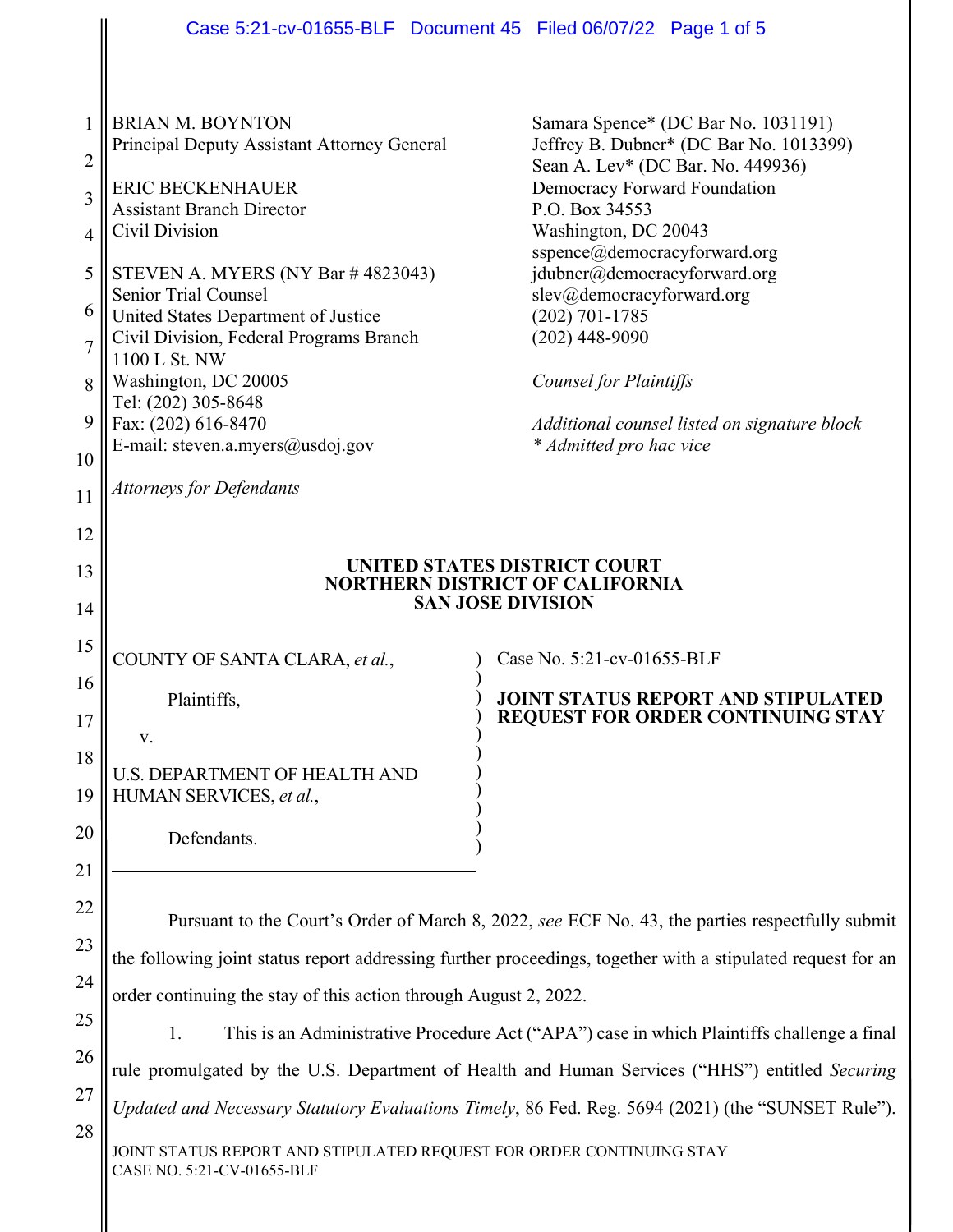BRIAN M. BOYNTON
Principal Deputy Assistant Attorney General

ERIC BECKENHAUER
Assistant Branch Director
Civil Division

STEVEN A. MYERS (NY Bar # 4823043)
Senior Trial Counsel
United States Department of Justice
Civil Division, Federal Programs Branch
1100 L St. NW
Washington, DC 20005
Tel: (202) 305-8648
Fax: (202) 616-8470
E-mail: steven.a.myers@usdoj.gov

*Attorneys for Defendants*

Samara Spence* (DC Bar No. 1031191)
Jeffrey B. Dubner* (DC Bar No. 1013399)
Sean A. Lev* (DC Bar. No. 449936)
Democracy Forward Foundation
P.O. Box 34553
Washington, DC 20043
sspence@democracyforward.org
jdubner@democracyforward.org
slev@democracyforward.org
(202) 701-1785
(202) 448-9090

*Counsel for Plaintiffs*

*Additional counsel listed on signature block*
*\* Admitted pro hac vice*

**UNITED STATES DISTRICT COURT**
**NORTHERN DISTRICT OF CALIFORNIA**
**SAN JOSE DIVISION**

COUNTY OF SANTA CLARA, *et al.*,

Plaintiffs,

v.

U.S. DEPARTMENT OF HEALTH AND HUMAN SERVICES, *et al.*,

Defendants.

Case No. 5:21-cv-01655-BLF

**JOINT STATUS REPORT AND STIPULATED REQUEST FOR ORDER CONTINUING STAY**

Pursuant to the Court's Order of March 8, 2022, *see* ECF No. 43, the parties respectfully submit the following joint status report addressing further proceedings, together with a stipulated request for an order continuing the stay of this action through August 2, 2022.

1. This is an Administrative Procedure Act ("APA") case in which Plaintiffs challenge a final rule promulgated by the U.S. Department of Health and Human Services ("HHS") entitled *Securing Updated and Necessary Statutory Evaluations Timely*, 86 Fed. Reg. 5694 (2021) (the "SUNSET Rule").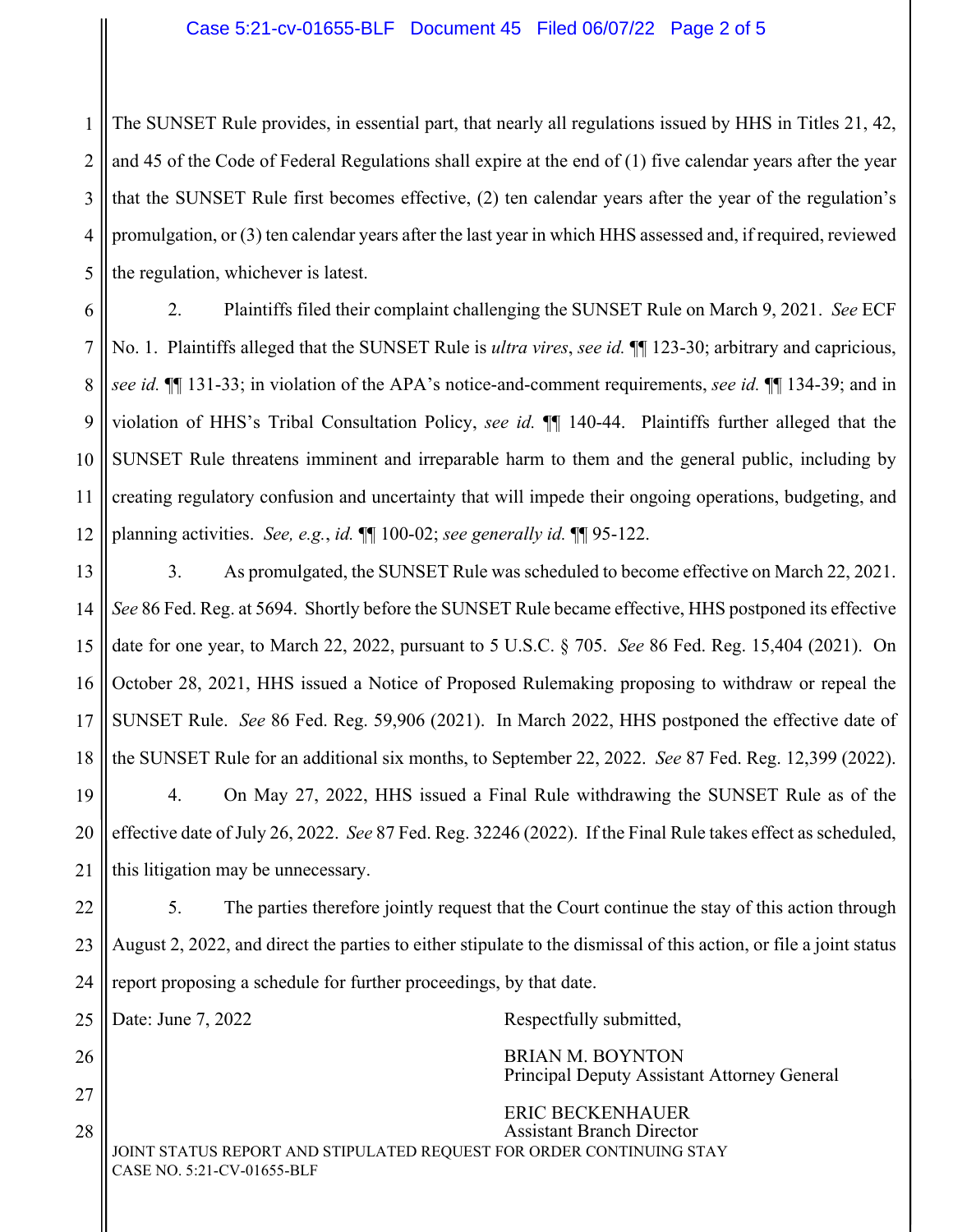The SUNSET Rule provides, in essential part, that nearly all regulations issued by HHS in Titles 21, 42, and 45 of the Code of Federal Regulations shall expire at the end of (1) five calendar years after the year that the SUNSET Rule first becomes effective, (2) ten calendar years after the year of the regulation's promulgation, or (3) ten calendar years after the last year in which HHS assessed and, if required, reviewed the regulation, whichever is latest.

2. Plaintiffs filed their complaint challenging the SUNSET Rule on March 9, 2021. *See* ECF No. 1. Plaintiffs alleged that the SUNSET Rule is *ultra vires*, *see id.* ¶¶ 123-30; arbitrary and capricious, *see id.* ¶¶ 131-33; in violation of the APA's notice-and-comment requirements, *see id.* ¶¶ 134-39; and in violation of HHS's Tribal Consultation Policy, *see id.* ¶¶ 140-44. Plaintiffs further alleged that the SUNSET Rule threatens imminent and irreparable harm to them and the general public, including by creating regulatory confusion and uncertainty that will impede their ongoing operations, budgeting, and planning activities. *See, e.g.*, *id.* ¶¶ 100-02; *see generally id.* ¶¶ 95-122.

3. As promulgated, the SUNSET Rule was scheduled to become effective on March 22, 2021. *See* 86 Fed. Reg. at 5694. Shortly before the SUNSET Rule became effective, HHS postponed its effective date for one year, to March 22, 2022, pursuant to 5 U.S.C. § 705. *See* 86 Fed. Reg. 15,404 (2021). On October 28, 2021, HHS issued a Notice of Proposed Rulemaking proposing to withdraw or repeal the SUNSET Rule. *See* 86 Fed. Reg. 59,906 (2021). In March 2022, HHS postponed the effective date of the SUNSET Rule for an additional six months, to September 22, 2022. *See* 87 Fed. Reg. 12,399 (2022).

4. On May 27, 2022, HHS issued a Final Rule withdrawing the SUNSET Rule as of the effective date of July 26, 2022. *See* 87 Fed. Reg. 32246 (2022). If the Final Rule takes effect as scheduled, this litigation may be unnecessary.

5. The parties therefore jointly request that the Court continue the stay of this action through August 2, 2022, and direct the parties to either stipulate to the dismissal of this action, or file a joint status report proposing a schedule for further proceedings, by that date.

Date: June 7, 2022

Respectfully submitted,

BRIAN M. BOYNTON
Principal Deputy Assistant Attorney General

ERIC BECKENHAUER
Assistant Branch Director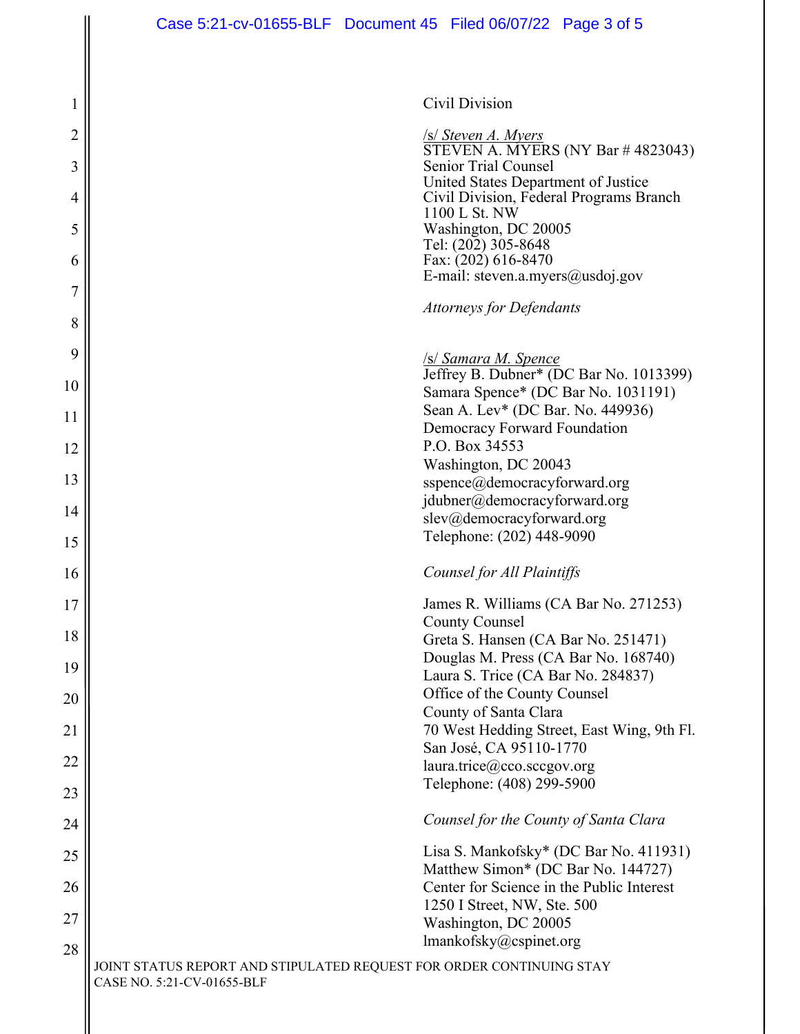Civil Division

/s/ *Steven A. Myers*
STEVEN A. MYERS (NY Bar # 4823043)
Senior Trial Counsel
United States Department of Justice
Civil Division, Federal Programs Branch
1100 L St. NW
Washington, DC 20005
Tel: (202) 305-8648
Fax: (202) 616-8470
E-mail: steven.a.myers@usdoj.gov

*Attorneys for Defendants*

/s/ *Samara M. Spence*
Jeffrey B. Dubner* (DC Bar No. 1013399)
Samara Spence* (DC Bar No. 1031191)
Sean A. Lev* (DC Bar. No. 449936)
Democracy Forward Foundation
P.O. Box 34553
Washington, DC 20043
sspence@democracyforward.org
jdubner@democracyforward.org
slev@democracyforward.org
Telephone: (202) 448-9090

*Counsel for All Plaintiffs*

James R. Williams (CA Bar No. 271253)
County Counsel
Greta S. Hansen (CA Bar No. 251471)
Douglas M. Press (CA Bar No. 168740)
Laura S. Trice (CA Bar No. 284837)
Office of the County Counsel
County of Santa Clara
70 West Hedding Street, East Wing, 9th Fl.
San José, CA 95110-1770
laura.trice@cco.sccgov.org
Telephone: (408) 299-5900

*Counsel for the County of Santa Clara*

Lisa S. Mankofsky* (DC Bar No. 411931)
Matthew Simon* (DC Bar No. 144727)
Center for Science in the Public Interest
1250 I Street, NW, Ste. 500
Washington, DC 20005
lmankofsky@cspinet.org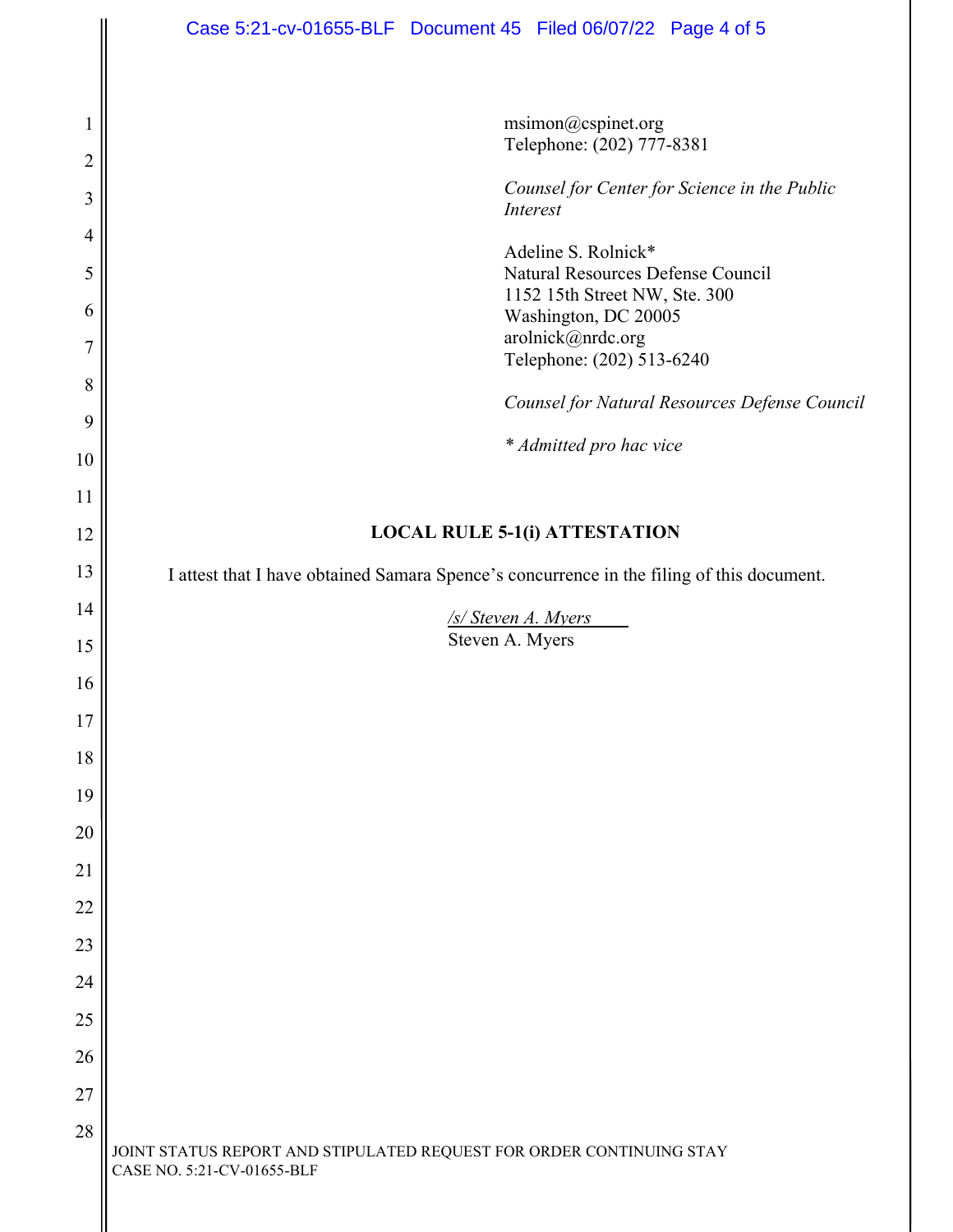msimon@cspinet.org
Telephone: (202) 777-8381

*Counsel for Center for Science in the Public Interest*

Adeline S. Rolnick*
Natural Resources Defense Council
1152 15th Street NW, Ste. 300
Washington, DC 20005
arolnick@nrdc.org
Telephone: (202) 513-6240

*Counsel for Natural Resources Defense Council*

*\* Admitted pro hac vice*

**LOCAL RULE 5-1(i) ATTESTATION**

I attest that I have obtained Samara Spence's concurrence in the filing of this document.

*/s/ Steven A. Myers*
Steven A. Myers

JOINT STATUS REPORT AND STIPULATED REQUEST FOR ORDER CONTINUING STAY
CASE NO. 5:21-CV-01655-BLF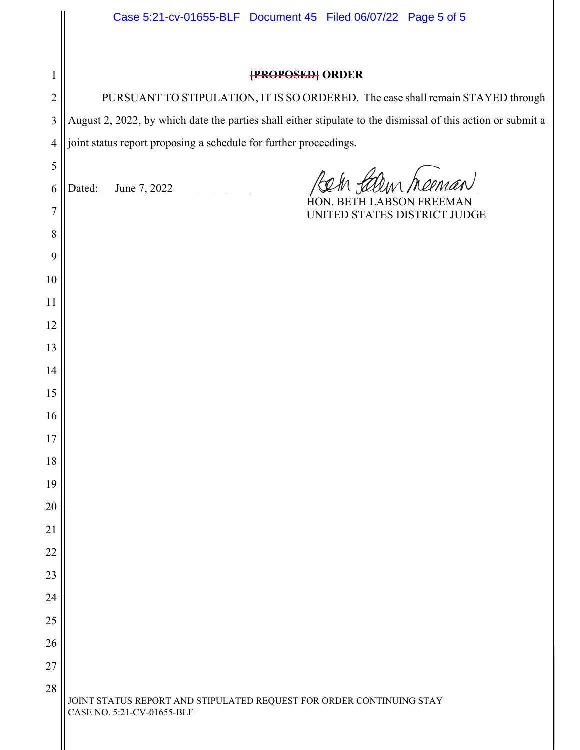**~~[PROPOSED]~~ ORDER**

PURSUANT TO STIPULATION, IT IS SO ORDERED. The case shall remain STAYED through August 2, 2022, by which date the parties shall either stipulate to the dismissal of this action or submit a joint status report proposing a schedule for further proceedings.

Dated: June 7, 2022

HON. BETH LABSON FREEMAN
UNITED STATES DISTRICT JUDGE

JOINT STATUS REPORT AND STIPULATED REQUEST FOR ORDER CONTINUING STAY
CASE NO. 5:21-CV-01655-BLF